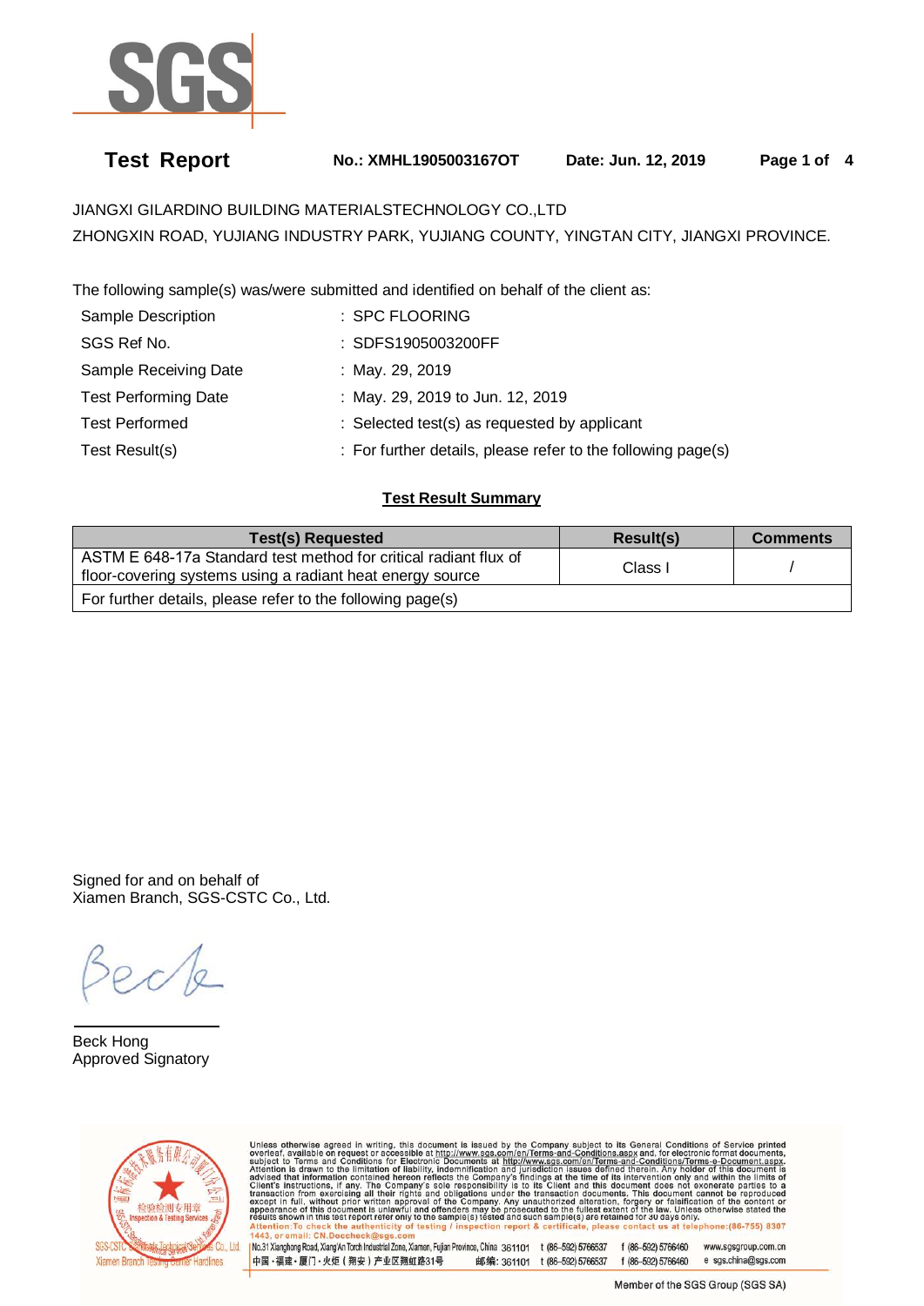# Test Report

**No.: XMHL1905003167OT** **Date: Jun. 12, 2019**

JIANGXI GILARDINO BUILDING MATERIALSTECHNOLOGY CO.,LTD
ZHONGXIN ROAD, YUJIANG INDUSTRY PARK, YUJIANG COUNTY, YINGTAN CITY, JIANGXI PROVINCE.

The following sample(s) was/were submitted and identified on behalf of the client as:

| | |
|---|---|
| Sample Description | : SPC FLOORING |
| SGS Ref No. | : SDFS1905003200FF |
| Sample Receiving Date | : May. 29, 2019 |
| Test Performing Date | : May. 29, 2019 to Jun. 12, 2019 |
| Test Performed | : Selected test(s) as requested by applicant |
| Test Result(s) | : For further details, please refer to the following page(s) |

## Test Result Summary

| Test(s) Requested | Result(s) | Comments |
|---|---|---|
| ASTM E 648-17a Standard test method for critical radiant flux of floor-covering systems using a radiant heat energy source | Class I | / |
| For further details, please refer to the following page(s) | | |

Signed for and on behalf of
Xiamen Branch, SGS-CSTC Co., Ltd.

Beck Hong
Approved Signatory

Unless otherwise agreed in writing, this document is issued by the Company subject to its General Conditions of Service printed overleaf, available on request or accessible at http://www.sgs.com/en/Terms-and-Conditions.aspx and, for electronic format documents, subject to Terms and Conditions for Electronic Documents at http://www.sgs.com/en/Terms-and-Conditions/Terms-e-Document.aspx. Attention is drawn to the limitation of liability, indemnification and jurisdiction issues defined therein. Any holder of this document is advised that information contained hereon reflects the Company's findings at the time of its intervention only and within the limits of Client's instructions, if any. The Company's sole responsibility is to its Client and this document does not exonerate parties to a transaction from exercising all their rights and obligations under the transaction documents. This document cannot be reproduced except in full, without prior written approval of the Company. Any unauthorized alteration, forgery or falsification of the content or appearance of this document is unlawful and offenders may be prosecuted to the fullest extent of the law. Unless otherwise stated the results shown in this test report refer only to the sample(s) tested and such sample(s) are retained for 30 days only.
Attention: To check the authenticity of testing / inspection report & certificate, please contact us at telephone:(86-755) 8307 1443, or email: CN.Doccheck@sgs.com

No.31 Xianghong Road, Xiang'An Torch Industrial Zone, Xiamen, Fujian Province, China 361101 t (86-592) 5766537 f (86-592) 5766460 www.sgsgroup.com.cn
中国・福建・厦门・火炬（翔安）产业区翔虹路31号 邮编: 361101 t (86-592) 5766537 f (86-592) 5766460 e sgs.china@sgs.com

Member of the SGS Group (SGS SA)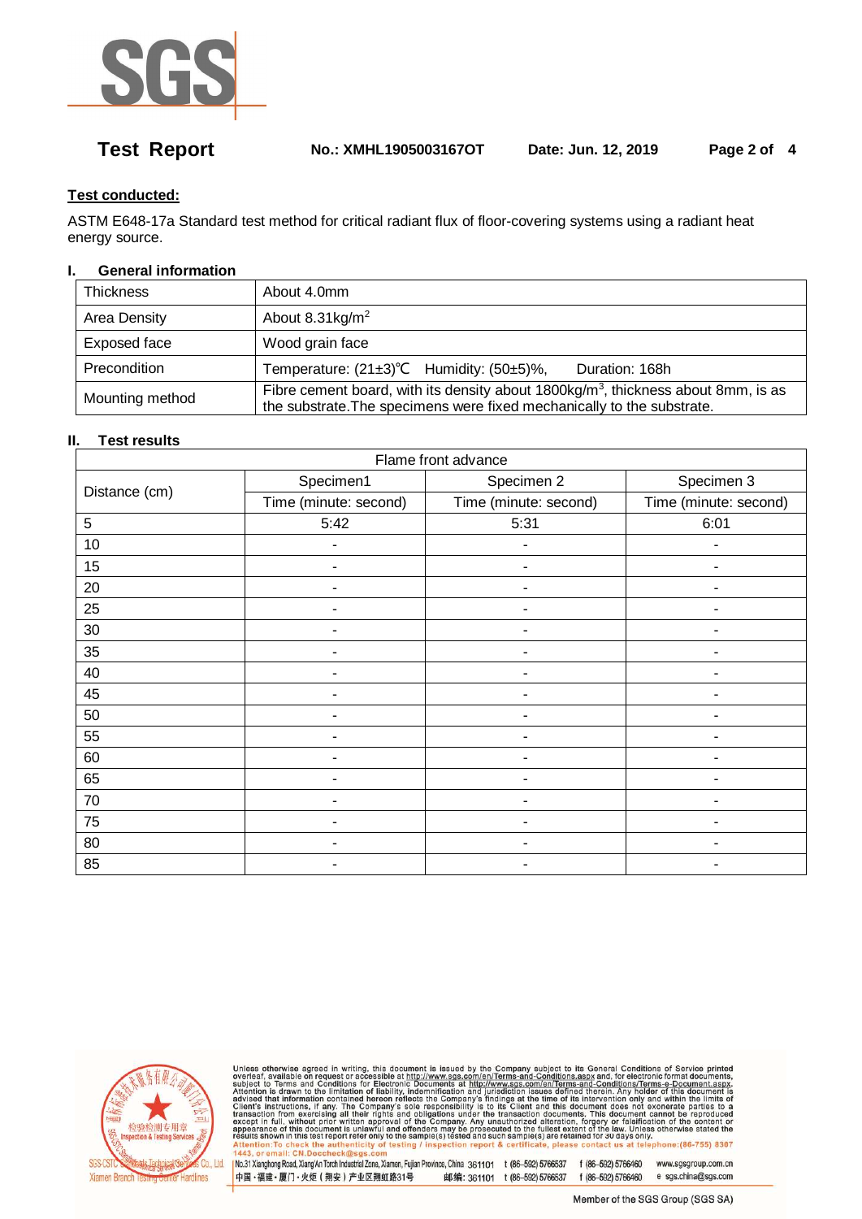**Test Report** No.: XMHL1905003167OT Date: Jun. 12, 2019

**Test conducted:**

ASTM E648-17a Standard test method for critical radiant flux of floor-covering systems using a radiant heat energy source.

## I. General information

| | |
|---|---|
| Thickness | About 4.0mm |
| Area Density | About 8.31kg/$m^2$ |
| Exposed face | Wood grain face |
| Precondition | Temperature: (21±3)℃ Humidity: (50±5)%, Duration: 168h |
| Mounting method | Fibre cement board, with its density about 1800kg/$m^3$, thickness about 8mm, is as the substrate.The specimens were fixed mechanically to the substrate. |

## II. Test results

| Flame front advance | | | |
|---|---|---|---|
| Distance (cm) | Specimen1 | Specimen 2 | Specimen 3 |
| | Time (minute: second) | Time (minute: second) | Time (minute: second) |
| 5 | 5:42 | 5:31 | 6:01 |
| 10 | - | - | - |
| 15 | - | - | - |
| 20 | - | - | - |
| 25 | - | - | - |
| 30 | - | - | - |
| 35 | - | - | - |
| 40 | - | - | - |
| 45 | - | - | - |
| 50 | - | - | - |
| 55 | - | - | - |
| 60 | - | - | - |
| 65 | - | - | - |
| 70 | - | - | - |
| 75 | - | - | - |
| 80 | - | - | - |
| 85 | - | - | - |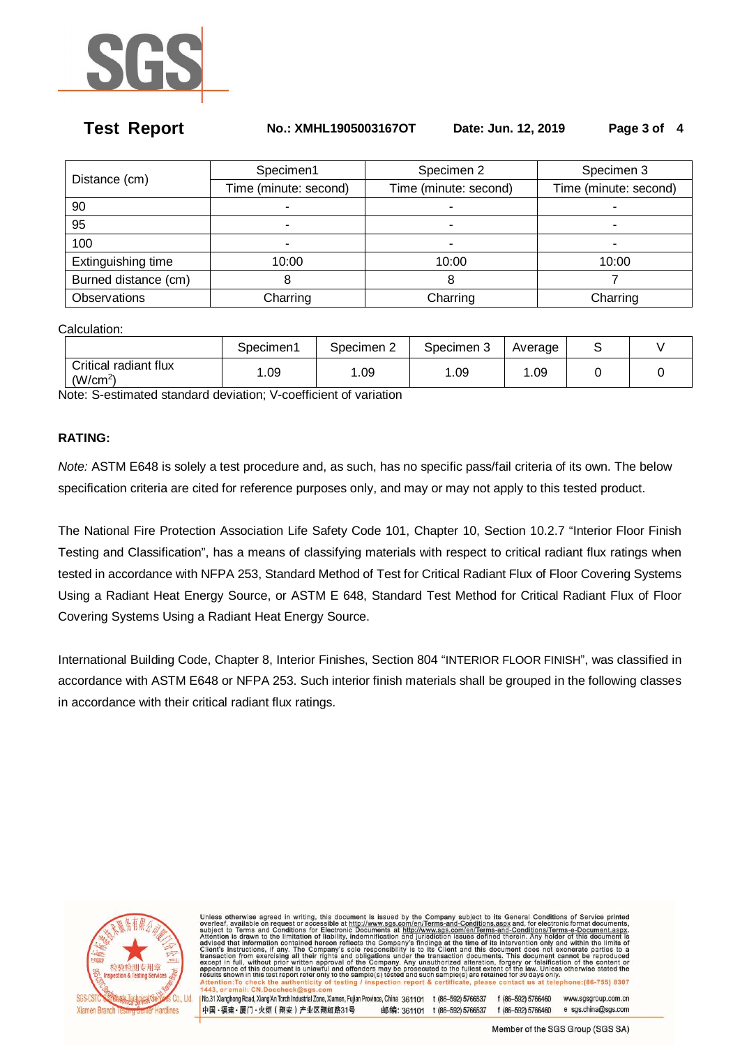| Distance (cm) | Specimen1 | Specimen 2 | Specimen 3 |
|---|---|---|---|
| | Time (minute: second) | Time (minute: second) | Time (minute: second) |
| 90 | - | - | - |
| 95 | - | - | - |
| 100 | - | - | - |
| Extinguishing time | 10:00 | 10:00 | 10:00 |
| Burned distance (cm) | 8 | 8 | 7 |
| Observations | Charring | Charring | Charring |

Calculation:

| | Specimen1 | Specimen 2 | Specimen 3 | Average | S | V |
|---|---|---|---|---|---|---|
| Critical radiant flux ($W/cm^2$) | 1.09 | 1.09 | 1.09 | 1.09 | 0 | 0 |

Note: S-estimated standard deviation; V-coefficient of variation

**RATING:**

*Note:* ASTM E648 is solely a test procedure and, as such, has no specific pass/fail criteria of its own. The below specification criteria are cited for reference purposes only, and may or may not apply to this tested product.

The National Fire Protection Association Life Safety Code 101, Chapter 10, Section 10.2.7 "Interior Floor Finish Testing and Classification", has a means of classifying materials with respect to critical radiant flux ratings when tested in accordance with NFPA 253, Standard Method of Test for Critical Radiant Flux of Floor Covering Systems Using a Radiant Heat Energy Source, or ASTM E 648, Standard Test Method for Critical Radiant Flux of Floor Covering Systems Using a Radiant Heat Energy Source.

International Building Code, Chapter 8, Interior Finishes, Section 804 "INTERIOR FLOOR FINISH", was classified in accordance with ASTM E648 or NFPA 253. Such interior finish materials shall be grouped in the following classes in accordance with their critical radiant flux ratings.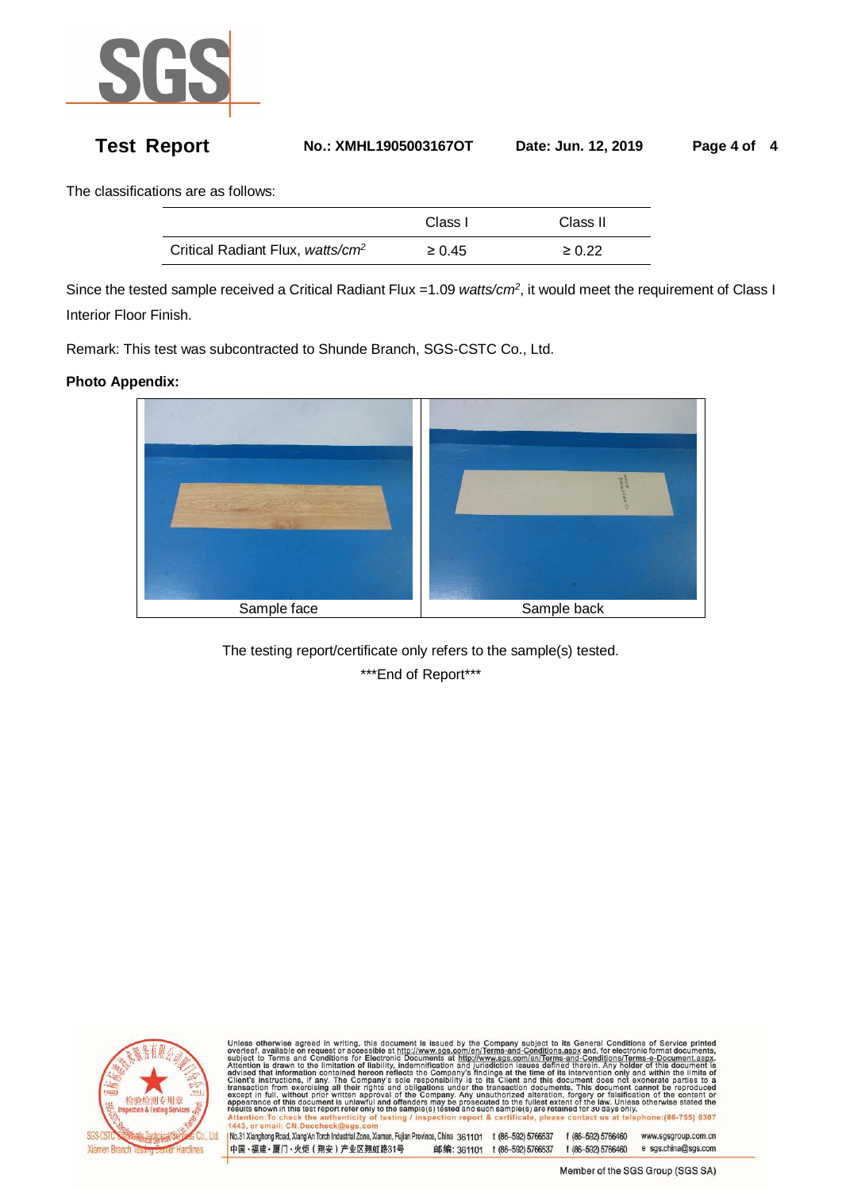The classifications are as follows:

| | Class I | Class II |
|---|---|---|
| Critical Radiant Flux, *watts/cm²* | ≥ 0.45 | ≥ 0.22 |

Since the tested sample received a Critical Radiant Flux =1.09 *watts/cm²*, it would meet the requirement of Class I Interior Floor Finish.

Remark: This test was subcontracted to Shunde Branch, SGS-CSTC Co., Ltd.

**Photo Appendix:**

| | |
|---|---|
| Sample face | Sample back |

The testing report/certificate only refers to the sample(s) tested.

***End of Report***

Unless otherwise agreed in writing, this document is issued by the Company subject to its General Conditions of Service printed overleaf, available on request or accessible at http://www.sgs.com/en/Terms-and-Conditions.aspx and, for electronic format documents, subject to Terms and Conditions for Electronic Documents at http://www.sgs.com/en/Terms-and-Conditions/Terms-e-Document.aspx. Attention is drawn to the limitation of liability, indemnification and jurisdiction issues defined therein. Any holder of this document is advised that information contained hereon reflects the Company's findings at the time of its intervention only and within the limits of Client's instructions, if any. The Company's sole responsibility is to its Client and this document does not exonerate parties to a transaction from exercising all their rights and obligations under the transaction documents. This document cannot be reproduced except in full, without prior written approval of the Company. Any unauthorized alteration, forgery or falsification of the content or appearance of this document is unlawful and offenders may be prosecuted to the fullest extent of the law. Unless otherwise stated the results shown in this test report refer only to the sample(s) tested and such sample(s) are retained for 30 days only.

Attention: To check the authenticity of testing / inspection report & certificate, please contact us at telephone:(86-755) 8307 1443, or email: CN.Doccheck@sgs.com

SGS-CSTC Standards Technical Services Co., Ltd. Xiamen Branch Testing Center Hardlines

No.31 Xianghong Road, Xiang'An Torch Industrial Zone, Xiamen, Fujian Province, China 361101 t (86-592) 5766537 f (86-592) 5766460 www.sgsgroup.com.cn

中国・福建・厦门・火炬（翔安）产业区翔虹路31号 邮编: 361101 t (86-592) 5766537 f (86-592) 5766460 e sgs.china@sgs.com

Member of the SGS Group (SGS SA)